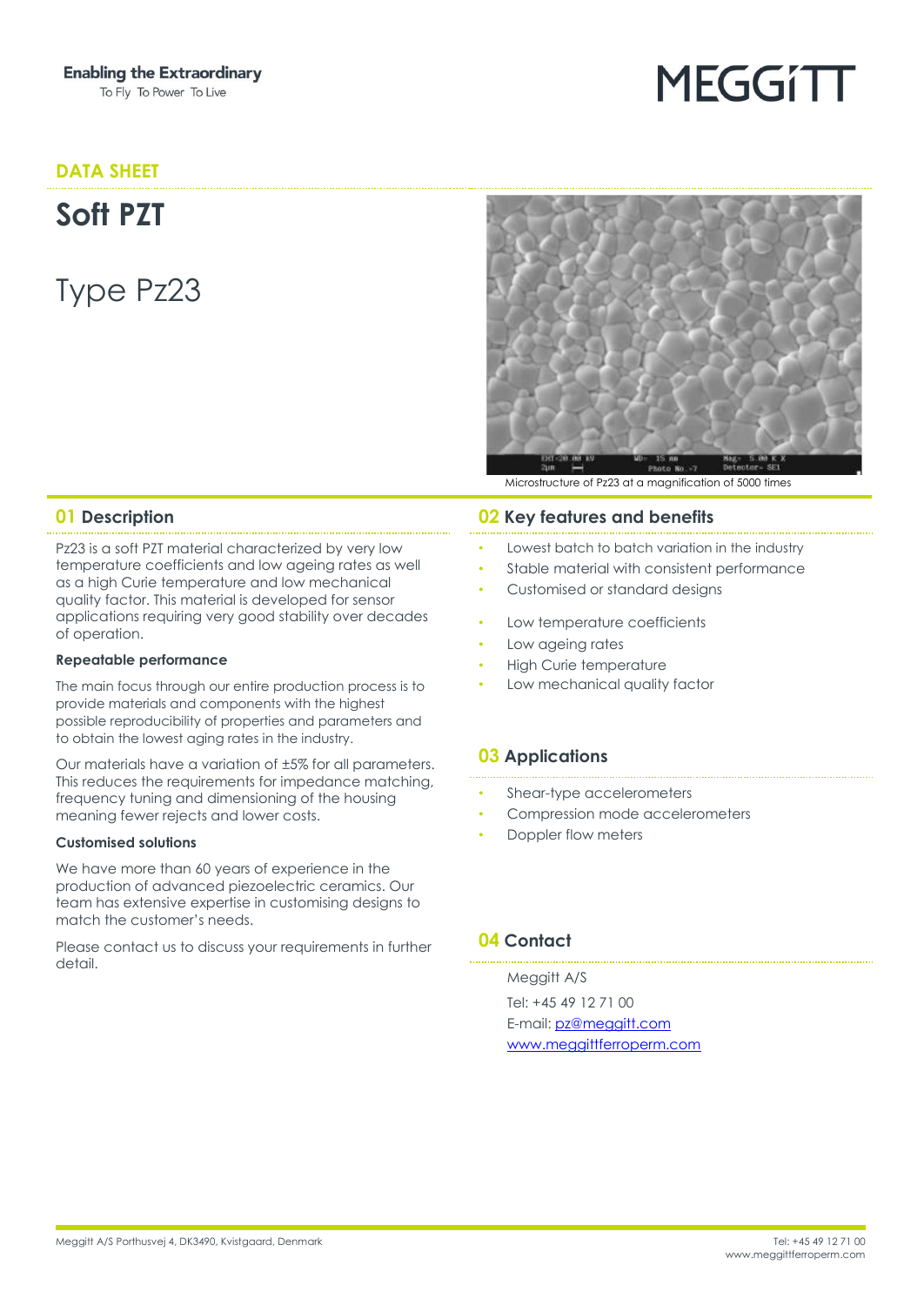Enabling the Extraordinary
To Fly To Power To Live

MEGGiTT

DATA SHEET

# Soft PZT

## Type Pz23

Microstructure of Pz23 at a magnification of 5000 times

## 01 Description

Pz23 is a soft PZT material characterized by very low temperature coefficients and low ageing rates as well as a high Curie temperature and low mechanical quality factor. This material is developed for sensor applications requiring very good stability over decades of operation.

### Repeatable performance

The main focus through our entire production process is to provide materials and components with the highest possible reproducibility of properties and parameters and to obtain the lowest aging rates in the industry.

Our materials have a variation of ±5% for all parameters. This reduces the requirements for impedance matching, frequency tuning and dimensioning of the housing meaning fewer rejects and lower costs.

### Customised solutions

We have more than 60 years of experience in the production of advanced piezoelectric ceramics. Our team has extensive expertise in customising designs to match the customer's needs.

Please contact us to discuss your requirements in further detail.

## 02 Key features and benefits

- Lowest batch to batch variation in the industry
- Stable material with consistent performance
- Customised or standard designs

- Low temperature coefficients
- Low ageing rates
- High Curie temperature
- Low mechanical quality factor

## 03 Applications

- Shear-type accelerometers
- Compression mode accelerometers
- Doppler flow meters

## 04 Contact

Meggitt A/S
Tel: +45 49 12 71 00
E-mail: pz@meggitt.com
www.meggittferroperm.com

Meggitt A/S Porthusvej 4, DK3490, Kvistgaard, Denmark

Tel: +45 49 12 71 00
www.meggittferroperm.com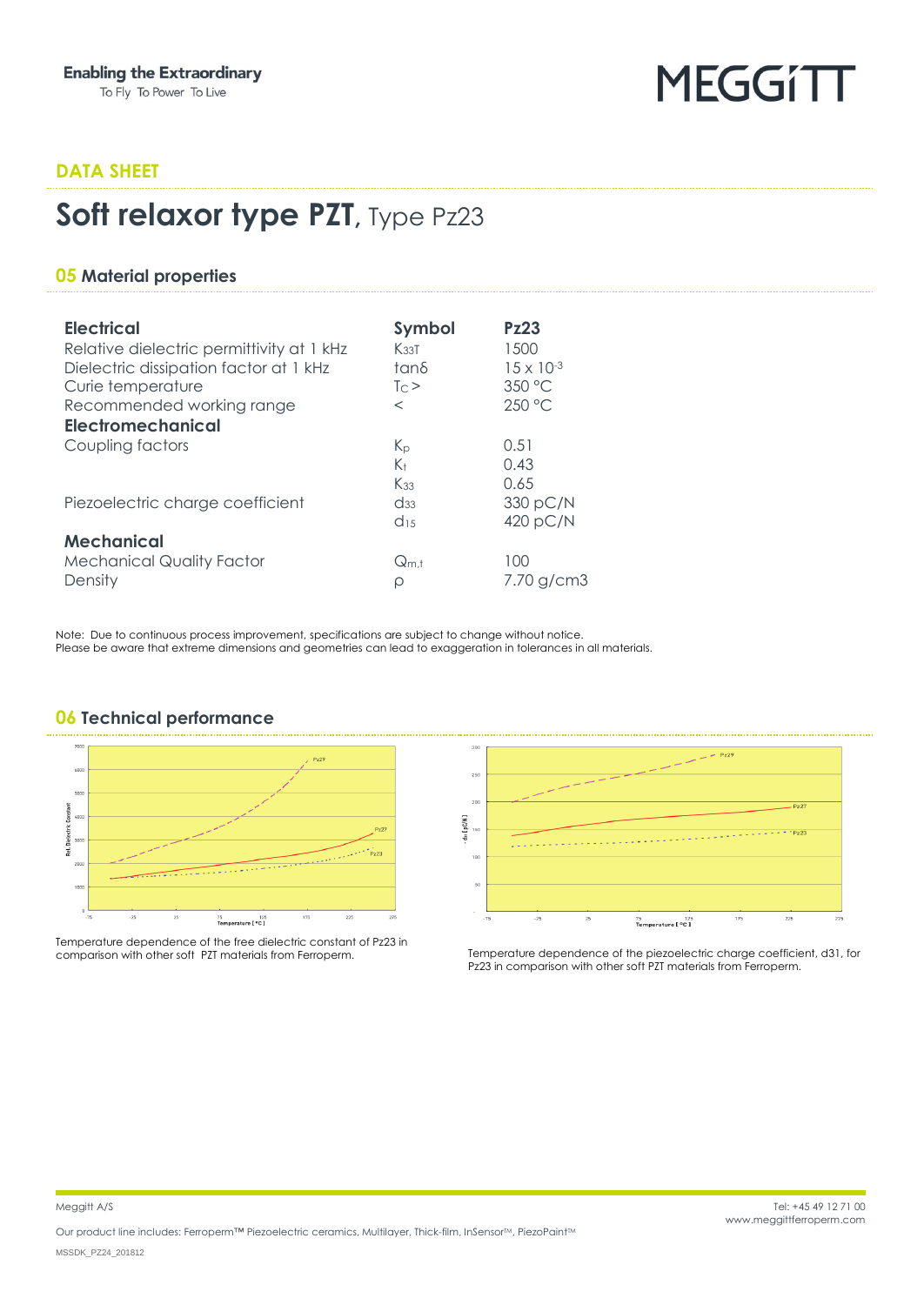Enabling the Extraordinary
To Fly To Power To Live

MEGGiTT

## DATA SHEET

# Soft relaxor type PZT, Type Pz23

## 05 Material properties

| Electrical | Symbol | Pz23 |
|---|---|---|
| Relative dielectric permittivity at 1 kHz | $K_{33T}$ | 1500 |
| Dielectric dissipation factor at 1 kHz | tanδ | $15 \times 10^{-3}$ |
| Curie temperature | $T_C >$ | 350 °C |
| Recommended working range | < | 250 °C |
| **Electromechanical** | | |
| Coupling factors | $K_p$ | 0.51 |
| | $K_t$ | 0.43 |
| | $K_{33}$ | 0.65 |
| Piezoelectric charge coefficient | $d_{33}$ | 330 pC/N |
| | $d_{15}$ | 420 pC/N |
| **Mechanical** | | |
| Mechanical Quality Factor | $Q_{m,t}$ | 100 |
| Density | ρ | 7.70 g/cm3 |

Note: Due to continuous process improvement, specifications are subject to change without notice.
Please be aware that extreme dimensions and geometries can lead to exaggeration in tolerances in all materials.

## 06 Technical performance

7000
6000
5000
4000
3000
2000
1000
0
Rel. Dielectric Constant
-75 -25 25 75 125 175 225 275
Temperature [°C]
Pz29
Pz27
Pz23

Temperature dependence of the free dielectric constant of Pz23 in comparison with other soft PZT materials from Ferroperm.

300
250
200
150
100
50
-d31 [pC/N]
-75 -25 25 75 125 175 225 275
Temperature [°C]
Pz29
Pz27
Pz23

Temperature dependence of the piezoelectric charge coefficient, d31, for Pz23 in comparison with other soft PZT materials from Ferroperm.

Meggitt A/S

Tel: +45 49 12 71 00
www.meggittferroperm.com

Our product line includes: Ferroperm™ Piezoelectric ceramics, Multilayer, Thick-film, InSensor™, PiezoPaint™

MSSDK_PZ24_201812